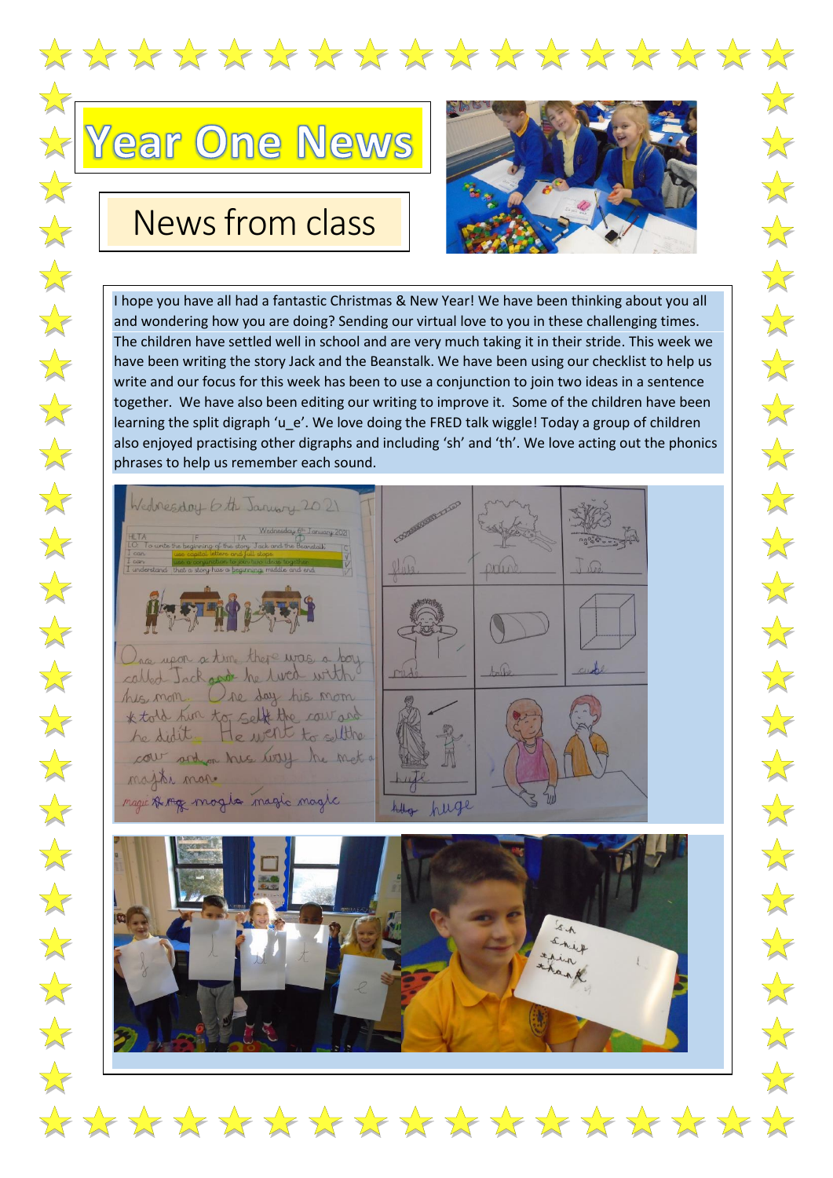# Year One News

## News from class

I hope you have all had a fantastic Christmas & New Year! We have been thinking about you all and wondering how you are doing? Sending our virtual love to you in these challenging times. The children have settled well in school and are very much taking it in their stride. This week we have been writing the story Jack and the Beanstalk. We have been using our checklist to help us write and our focus for this week has been to use a conjunction to join two ideas in a sentence together. We have also been editing our writing to improve it. Some of the children have been learning the split digraph 'u_e'. We love doing the FRED talk wiggle! Today a group of children also enjoyed practising other digraphs and including 'sh' and 'th'. We love acting out the phonics phrases to help us remember each sound.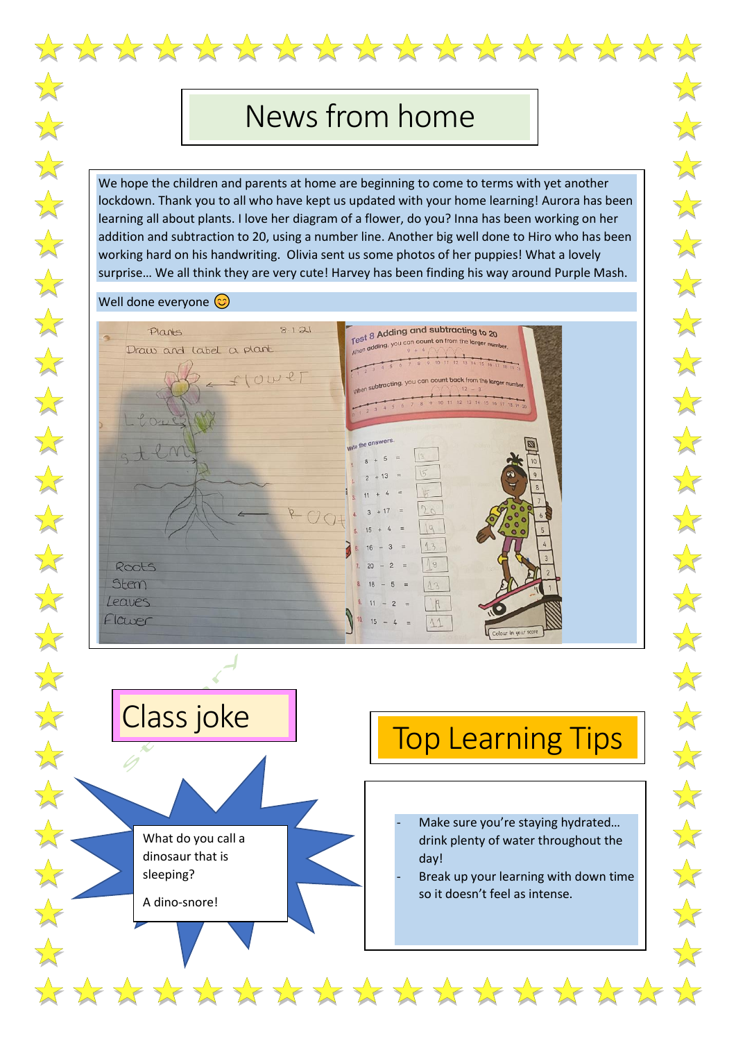# News from home

We hope the children and parents at home are beginning to come to terms with yet another lockdown. Thank you to all who have kept us updated with your home learning! Aurora has been learning all about plants. I love her diagram of a flower, do you? Inna has been working on her addition and subtraction to 20, using a number line. Another big well done to Hiro who has been working hard on his handwriting. Olivia sent us some photos of her puppies! What a lovely surprise… We all think they are very cute! Harvey has been finding his way around Purple Mash.

Well done everyone 😊

## Class joke

What do you call a dinosaur that is sleeping?

A dino-snore!

## Top Learning Tips

- Make sure you're staying hydrated… drink plenty of water throughout the day!
- Break up your learning with down time so it doesn't feel as intense.